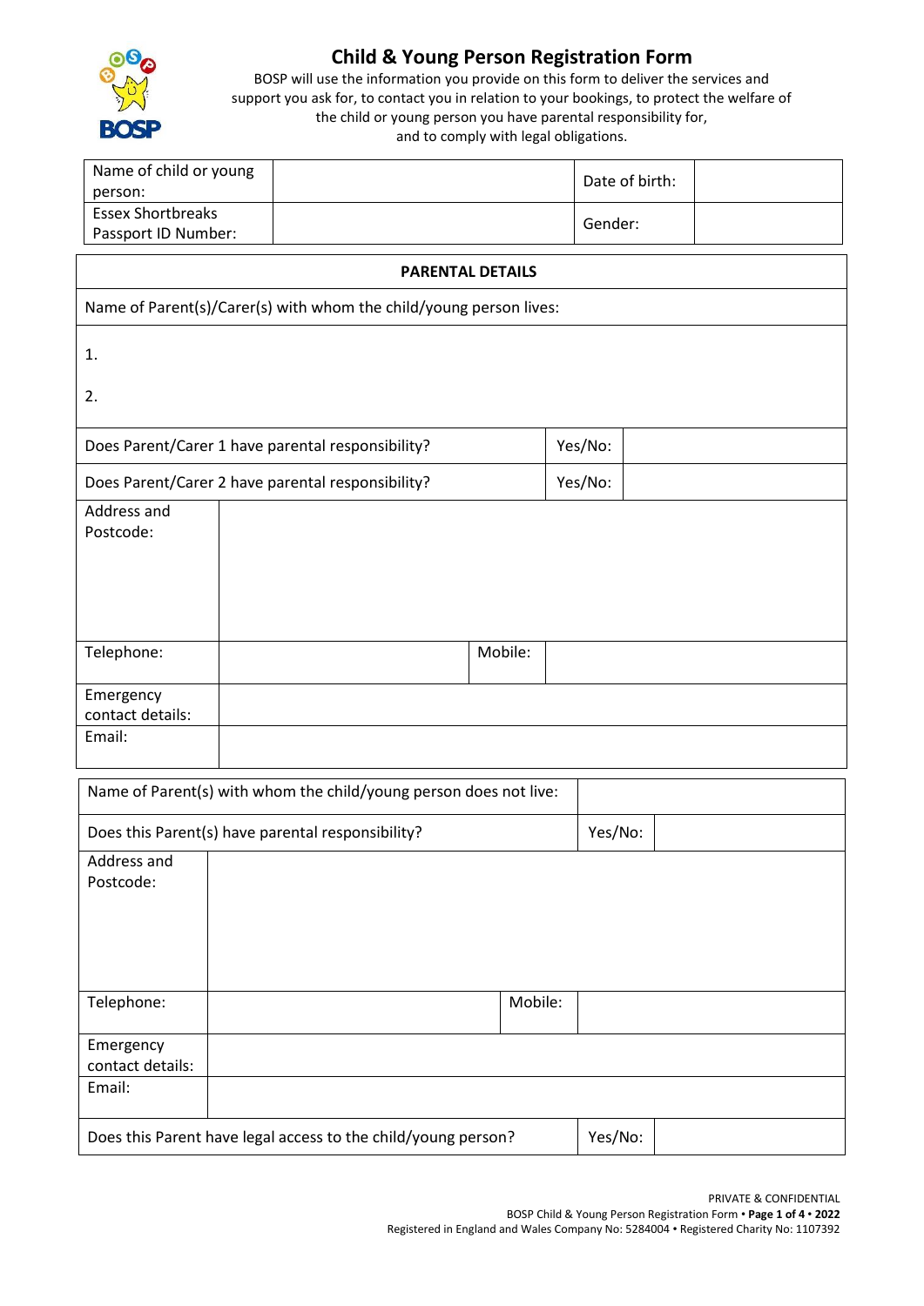# Child & Young Person Registration Form

BOSP will use the information you provide on this form to deliver the services and support you ask for, to contact you in relation to your bookings, to protect the welfare of the child or young person you have parental responsibility for, and to comply with legal obligations.

| Name of child or young person: | | Date of birth: | |
|---|---|---|---|
| Essex Shortbreaks Passport ID Number: | | Gender: | |

| **PARENTAL DETAILS** | | | |
|---|---|---|---|
| Name of Parent(s)/Carer(s) with whom the child/young person lives: | | | |
| 1.<br><br>2. | | | |
| Does Parent/Carer 1 have parental responsibility? | | Yes/No: | |
| Does Parent/Carer 2 have parental responsibility? | | Yes/No: | |
| Address and Postcode: | | | |
| Telephone: | | Mobile: | |
| Emergency contact details: | | | |
| Email: | | | |

| Name of Parent(s) with whom the child/young person does not live: | | | |
|---|---|---|---|
| Does this Parent(s) have parental responsibility? | | Yes/No: | |
| Address and Postcode: | | | |
| Telephone: | | Mobile: | |
| Emergency contact details: | | | |
| Email: | | | |
| Does this Parent have legal access to the child/young person? | | Yes/No: | |

PRIVATE & CONFIDENTIAL

BOSP Child & Young Person Registration Form • **2022**

Registered in England and Wales Company No: 5284004 • Registered Charity No: 1107392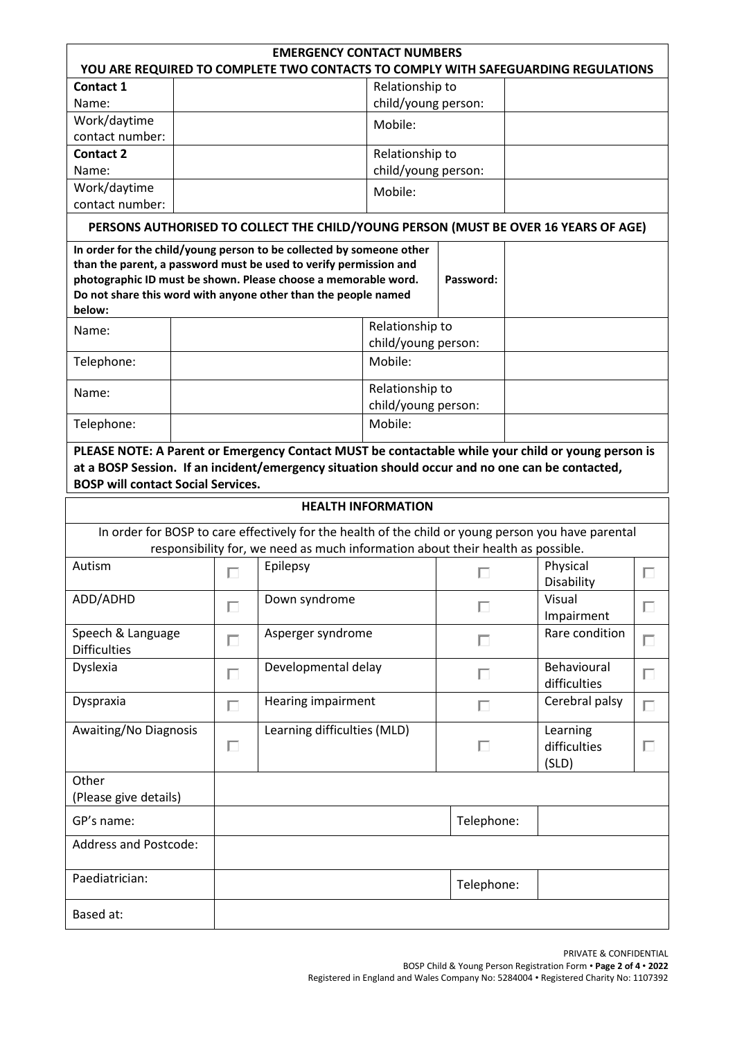## EMERGENCY CONTACT NUMBERS

**YOU ARE REQUIRED TO COMPLETE TWO CONTACTS TO COMPLY WITH SAFEGUARDING REGULATIONS**

| | | | |
|---|---|---|---|
| **Contact 1** Name: | | Relationship to child/young person: | |
| Work/daytime contact number: | | Mobile: | |
| **Contact 2** Name: | | Relationship to child/young person: | |
| Work/daytime contact number: | | Mobile: | |

## PERSONS AUTHORISED TO COLLECT THE CHILD/YOUNG PERSON (MUST BE OVER 16 YEARS OF AGE)

| | | | |
|---|---|---|---|
| **In order for the child/young person to be collected by someone other than the parent, a password must be used to verify permission and photographic ID must be shown. Please choose a memorable word. Do not share this word with anyone other than the people named below:** | | **Password:** | |
| Name: | | Relationship to child/young person: | |
| Telephone: | | Mobile: | |
| Name: | | Relationship to child/young person: | |
| Telephone: | | Mobile: | |

**PLEASE NOTE: A Parent or Emergency Contact MUST be contactable while your child or young person is at a BOSP Session. If an incident/emergency situation should occur and no one can be contacted, BOSP will contact Social Services.**

## HEALTH INFORMATION

In order for BOSP to care effectively for the health of the child or young person you have parental responsibility for, we need as much information about their health as possible.

| | | | | | |
|---|---|---|---|---|---|
| Autism | ☐ | Epilepsy | ☐ | Physical Disability | ☐ |
| ADD/ADHD | ☐ | Down syndrome | ☐ | Visual Impairment | ☐ |
| Speech & Language Difficulties | ☐ | Asperger syndrome | ☐ | Rare condition | ☐ |
| Dyslexia | ☐ | Developmental delay | ☐ | Behavioural difficulties | ☐ |
| Dyspraxia | ☐ | Hearing impairment | ☐ | Cerebral palsy | ☐ |
| Awaiting/No Diagnosis | ☐ | Learning difficulties (MLD) | ☐ | Learning difficulties (SLD) | ☐ |

| | | | |
|---|---|---|---|
| Other (Please give details) | | | |
| GP's name: | | Telephone: | |
| Address and Postcode: | | | |
| Paediatrician: | | Telephone: | |
| Based at: | | | |

PRIVATE & CONFIDENTIAL

BOSP Child & Young Person Registration Form • **Page 2 of 4 • 2022**

Registered in England and Wales Company No: 5284004 • Registered Charity No: 1107392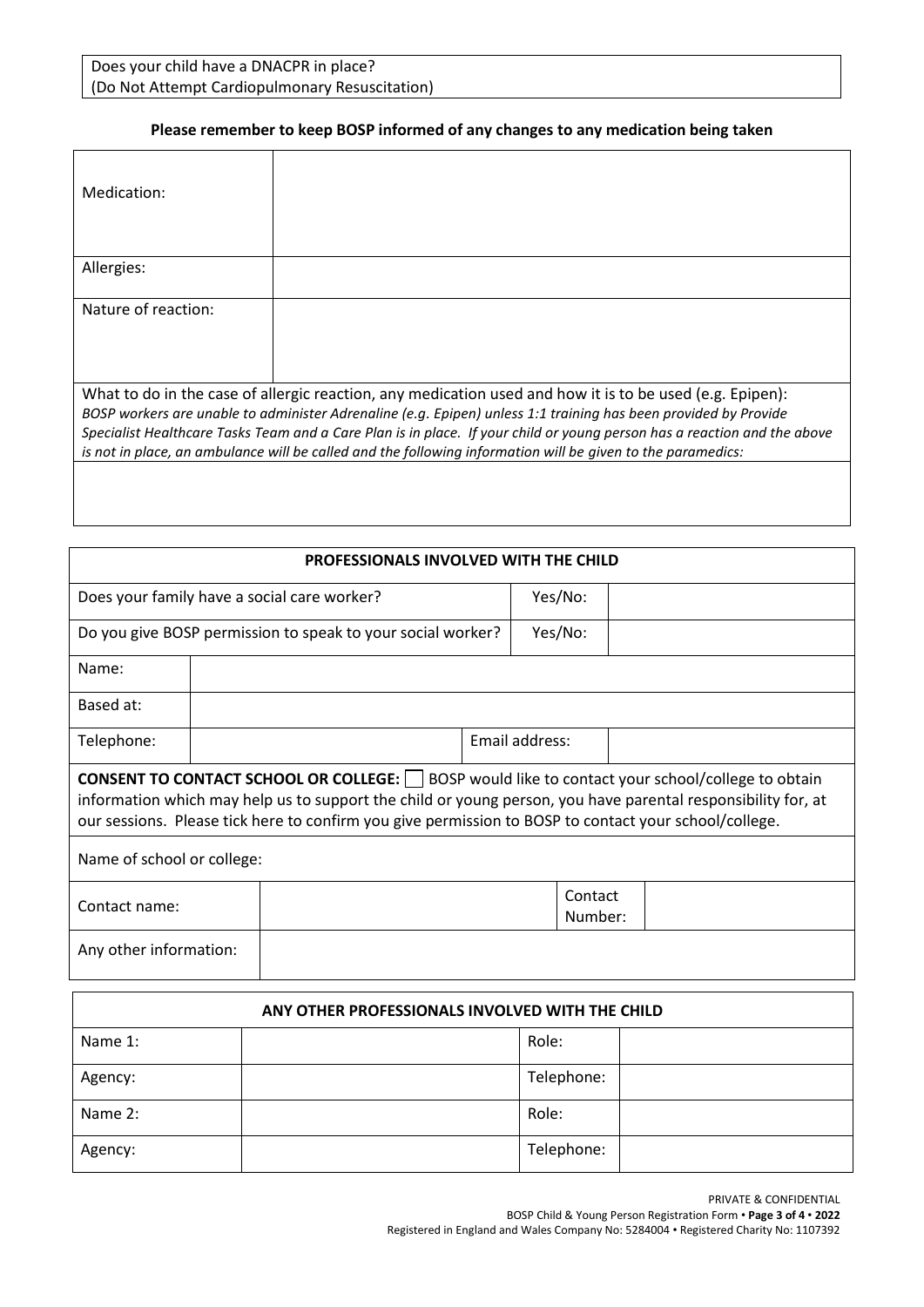| Does your child have a DNACPR in place? (Do Not Attempt Cardiopulmonary Resuscitation) |
|---|

**Please remember to keep BOSP informed of any changes to any medication being taken**

| Medication: | |
|---|---|
| Allergies: | |
| Nature of reaction: | |
| What to do in the case of allergic reaction, any medication used and how it is to be used (e.g. Epipen): *BOSP workers are unable to administer Adrenaline (e.g. Epipen) unless 1:1 training has been provided by Provide Specialist Healthcare Tasks Team and a Care Plan is in place. If your child or young person has a reaction and the above is not in place, an ambulance will be called and the following information will be given to the paramedics:* | |
| | |

| **PROFESSIONALS INVOLVED WITH THE CHILD** | | | |
|---|---|---|---|
| Does your family have a social care worker? | | Yes/No: | |
| Do you give BOSP permission to speak to your social worker? | | Yes/No: | |
| Name: | | | |
| Based at: | | | |
| Telephone: | | Email address: | |
| **CONSENT TO CONTACT SCHOOL OR COLLEGE:** ☐ BOSP would like to contact your school/college to obtain information which may help us to support the child or young person, you have parental responsibility for, at our sessions. Please tick here to confirm you give permission to BOSP to contact your school/college. | | | |
| Name of school or college: | | | |
| Contact name: | | Contact Number: | |
| Any other information: | | | |

| **ANY OTHER PROFESSIONALS INVOLVED WITH THE CHILD** | | | |
|---|---|---|---|
| Name 1: | | Role: | |
| Agency: | | Telephone: | |
| Name 2: | | Role: | |
| Agency: | | Telephone: | |

PRIVATE & CONFIDENTIAL

BOSP Child & Young Person Registration Form • **Page 3 of 4** • **2022**

Registered in England and Wales Company No: 5284004 • Registered Charity No: 1107392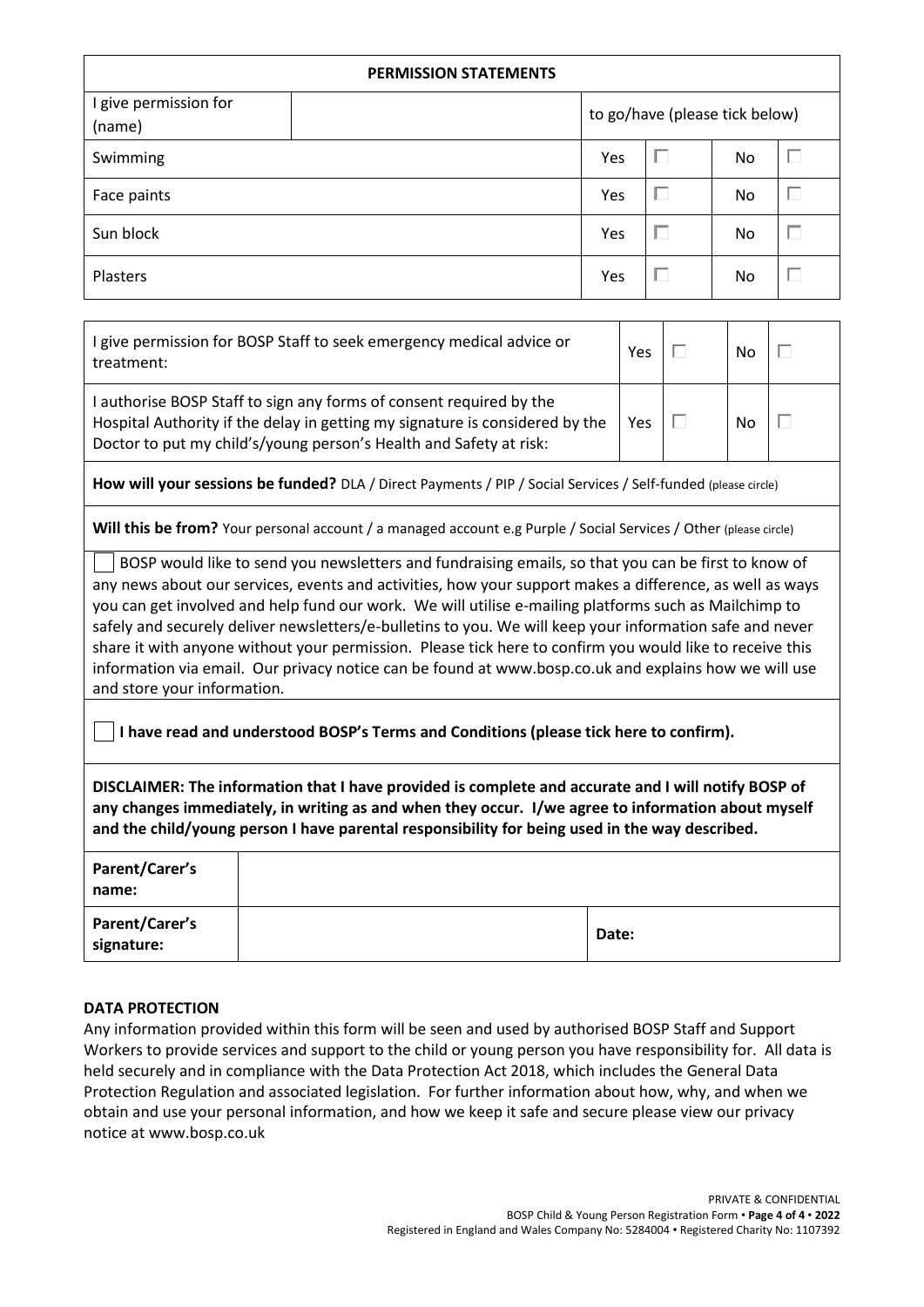| PERMISSION STATEMENTS | | | | | |
|---|---|---|---|---|---|
| I give permission for (name) | | to go/have (please tick below) | | | |
| Swimming | | Yes | ☐ | No | ☐ |
| Face paints | | Yes | ☐ | No | ☐ |
| Sun block | | Yes | ☐ | No | ☐ |
| Plasters | | Yes | ☐ | No | ☐ |

| | | | | |
|---|---|---|---|---|
| I give permission for BOSP Staff to seek emergency medical advice or treatment: | Yes | ☐ | No | ☐ |
| I authorise BOSP Staff to sign any forms of consent required by the Hospital Authority if the delay in getting my signature is considered by the Doctor to put my child's/young person's Health and Safety at risk: | Yes | ☐ | No | ☐ |

**How will your sessions be funded?** DLA / Direct Payments / PIP / Social Services / Self-funded (please circle)

**Will this be from?** Your personal account / a managed account e.g Purple / Social Services / Other (please circle)

☐ BOSP would like to send you newsletters and fundraising emails, so that you can be first to know of any news about our services, events and activities, how your support makes a difference, as well as ways you can get involved and help fund our work. We will utilise e-mailing platforms such as Mailchimp to safely and securely deliver newsletters/e-bulletins to you. We will keep your information safe and never share it with anyone without your permission. Please tick here to confirm you would like to receive this information via email. Our privacy notice can be found at www.bosp.co.uk and explains how we will use and store your information.

☐ **I have read and understood BOSP's Terms and Conditions (please tick here to confirm).**

**DISCLAIMER: The information that I have provided is complete and accurate and I will notify BOSP of any changes immediately, in writing as and when they occur. I/we agree to information about myself and the child/young person I have parental responsibility for being used in the way described.**

| | | |
|---|---|---|
| **Parent/Carer's name:** | | |
| **Parent/Carer's signature:** | | **Date:** |

**DATA PROTECTION**

Any information provided within this form will be seen and used by authorised BOSP Staff and Support Workers to provide services and support to the child or young person you have responsibility for. All data is held securely and in compliance with the Data Protection Act 2018, which includes the General Data Protection Regulation and associated legislation. For further information about how, why, and when we obtain and use your personal information, and how we keep it safe and secure please view our privacy notice at www.bosp.co.uk

PRIVATE & CONFIDENTIAL
BOSP Child & Young Person Registration Form • **2022**
Registered in England and Wales Company No: 5284004 • Registered Charity No: 1107392